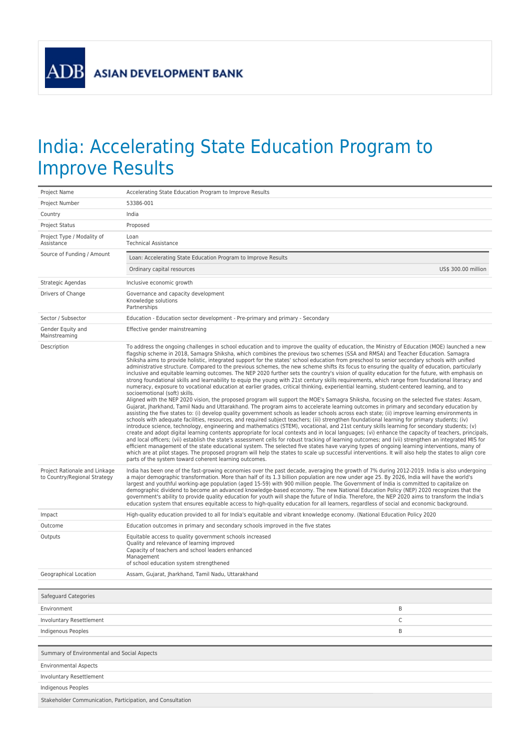ADB ASIAN DEVELOPMENT BANK

# India: Accelerating State Education Program to Improve Results

| | |
|---|---|
| Project Name | Accelerating State Education Program to Improve Results |
| Project Number | 53386-001 |
| Country | India |
| Project Status | Proposed |
| Project Type / Modality of Assistance | Loan<br>Technical Assistance |
| Source of Funding / Amount | Loan: Accelerating State Education Program to Improve Results<br>Ordinary capital resources — US$ 300.00 million |
| Strategic Agendas | Inclusive economic growth |
| Drivers of Change | Governance and capacity development<br>Knowledge solutions<br>Partnerships |
| Sector / Subsector | Education - Education sector development - Pre-primary and primary - Secondary |
| Gender Equity and Mainstreaming | Effective gender mainstreaming |
| Description | To address the ongoing challenges in school education and to improve the quality of education, the Ministry of Education (MOE) launched a new flagship scheme in 2018, Samagra Shiksha, which combines the previous two schemes (SSA and RMSA) and Teacher Education. Samagra Shiksha aims to provide holistic, integrated support for the states' school education from preschool to senior secondary schools with unified administrative structure. Compared to the previous schemes, the new scheme shifts its focus to ensuring the quality of education, particularly inclusive and equitable learning outcomes. The NEP 2020 further sets the country's vision of quality education for the future, with emphasis on strong foundational skills and learnability to equip the young with 21st century skills requirements, which range from foundational literacy and numeracy, exposure to vocational education at earlier grades, critical thinking, experiential learning, student-centered learning, and to socioemotional (soft) skills.<br>Aligned with the NEP 2020 vision, the proposed program will support the MOE's Samagra Shiksha, focusing on the selected five states: Assam, Gujarat, Jharkhand, Tamil Nadu and Uttarakhand. The program aims to accelerate learning outcomes in primary and secondary education by assisting the five states to: (i) develop quality government schools as leader schools across each state; (ii) improve learning environments in schools with adequate facilities, resources, and required subject teachers; (iii) strengthen foundational learning for primary students; (iv) introduce science, technology, engineering and mathematics (STEM), vocational, and 21st century skills learning for secondary students; (v) create and adopt digital learning contents appropriate for local contexts and in local languages; (vi) enhance the capacity of teachers, principals, and local officers; (vii) establish the state's assessment cells for robust tracking of learning outcomes; and (vii) strengthen an integrated MIS for efficient management of the state educational system. The selected five states have varying types of ongoing learning interventions, many of which are at pilot stages. The proposed program will help the states to scale up successful interventions. It will also help the states to align core parts of the system toward coherent learning outcomes. |
| Project Rationale and Linkage to Country/Regional Strategy | India has been one of the fast-growing economies over the past decade, averaging the growth of 7% during 2012-2019. India is also undergoing a major demographic transformation. More than half of its 1.3 billion population are now under age 25. By 2026, India will have the world's largest and youthful working-age population (aged 15-59) with 900 million people. The Government of India is committed to capitalize on demographic dividend to become an advanced knowledge-based economy. The new National Education Policy (NEP) 2020 recognizes that the government's ability to provide quality education for youth will shape the future of India. Therefore, the NEP 2020 aims to transform the India's education system that ensures equitable access to high-quality education for all learners, regardless of social and economic background. |
| Impact | High-quality education provided to all for India's equitable and vibrant knowledge economy. (National Education Policy 2020 |
| Outcome | Education outcomes in primary and secondary schools improved in the five states |
| Outputs | Equitable access to quality government schools increased<br>Quality and relevance of learning improved<br>Capacity of teachers and school leaders enhanced<br>Management<br>of school education system strengthened |
| Geographical Location | Assam, Gujarat, Jharkhand, Tamil Nadu, Uttarakhand |

| Safeguard Categories | |
|---|---|
| Environment | B |
| Involuntary Resettlement | C |
| Indigenous Peoples | B |

| Summary of Environmental and Social Aspects | |
|---|---|
| Environmental Aspects | |
| Involuntary Resettlement | |
| Indigenous Peoples | |
| Stakeholder Communication, Participation, and Consultation | |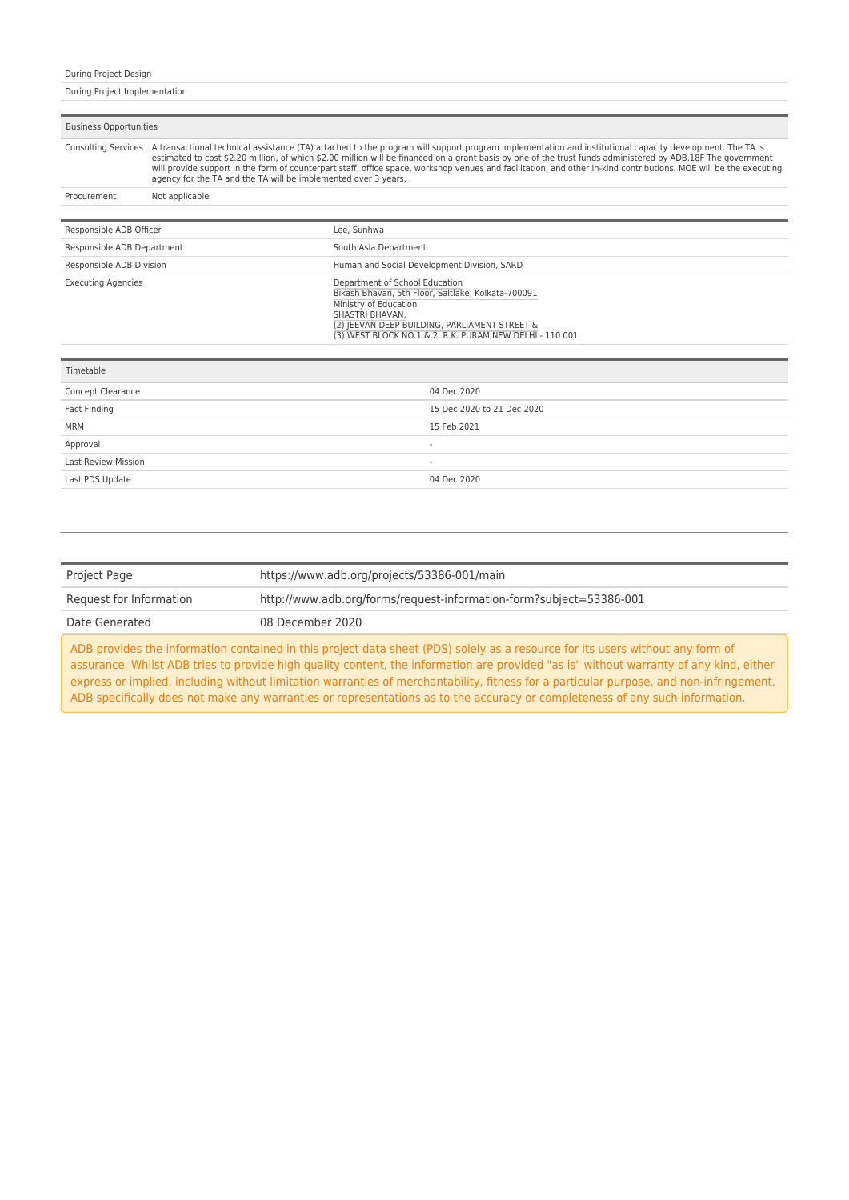| | |
|---|---|
| During Project Design | |
| During Project Implementation | |

| Business Opportunities | |
|---|---|
| Consulting Services | A transactional technical assistance (TA) attached to the program will support program implementation and institutional capacity development. The TA is estimated to cost $2.20 million, of which $2.00 million will be financed on a grant basis by one of the trust funds administered by ADB.18F The government will provide support in the form of counterpart staff, office space, workshop venues and facilitation, and other in-kind contributions. MOE will be the executing agency for the TA and the TA will be implemented over 3 years. |
| Procurement | Not applicable |

| | |
|---|---|
| Responsible ADB Officer | Lee, Sunhwa |
| Responsible ADB Department | South Asia Department |
| Responsible ADB Division | Human and Social Development Division, SARD |
| Executing Agencies | Department of School Education<br>Bikash Bhavan, 5th Floor, Saltlake, Kolkata-700091<br>Ministry of Education<br>SHASTRI BHAVAN,<br>(2) JEEVAN DEEP BUILDING, PARLIAMENT STREET &<br>(3) WEST BLOCK NO.1 & 2, R.K. PURAM,NEW DELHI - 110 001 |

| Timetable | |
|---|---|
| Concept Clearance | 04 Dec 2020 |
| Fact Finding | 15 Dec 2020 to 21 Dec 2020 |
| MRM | 15 Feb 2021 |
| Approval | - |
| Last Review Mission | - |
| Last PDS Update | 04 Dec 2020 |

| | |
|---|---|
| Project Page | https://www.adb.org/projects/53386-001/main |
| Request for Information | http://www.adb.org/forms/request-information-form?subject=53386-001 |
| Date Generated | 08 December 2020 |

ADB provides the information contained in this project data sheet (PDS) solely as a resource for its users without any form of assurance. Whilst ADB tries to provide high quality content, the information are provided "as is" without warranty of any kind, either express or implied, including without limitation warranties of merchantability, fitness for a particular purpose, and non-infringement. ADB specifically does not make any warranties or representations as to the accuracy or completeness of any such information.